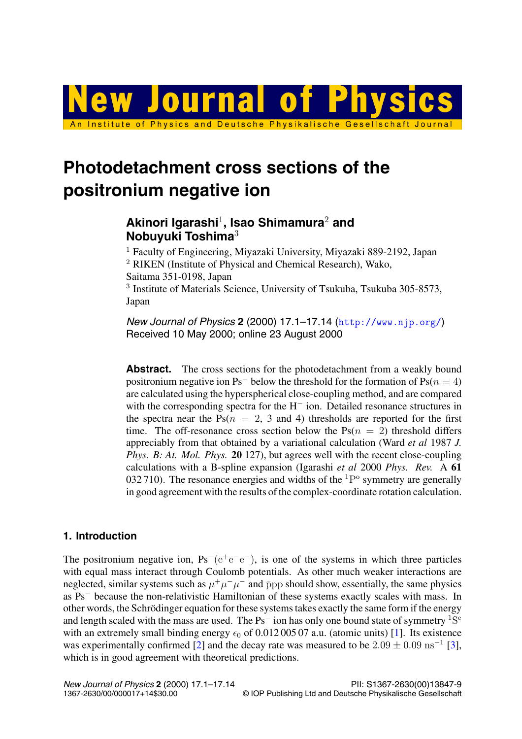# Photodetachment cross sections of the positronium negative ion

**Akinori Igarashi**[1], **Isao Shimamura**[2] and **Nobuyuki Toshima**[3]

[1] Faculty of Engineering, Miyazaki University, Miyazaki 889-2192, Japan
[2] RIKEN (Institute of Physical and Chemical Research), Wako, Saitama 351-0198, Japan
[3] Institute of Materials Science, University of Tsukuba, Tsukuba 305-8573, Japan

*New Journal of Physics* **2** (2000) 17.1–17.14 (http://www.njp.org/)
Received 10 May 2000; online 23 August 2000

**Abstract.** The cross sections for the photodetachment from a weakly bound positronium negative ion $\mathrm{Ps}^-$ below the threshold for the formation of $\mathrm{Ps}(n = 4)$ are calculated using the hyperspherical close-coupling method, and are compared with the corresponding spectra for the $\mathrm{H}^-$ ion. Detailed resonance structures in the spectra near the $\mathrm{Ps}(n = 2,\ 3$ and $4)$ thresholds are reported for the first time. The off-resonance cross section below the $\mathrm{Ps}(n = 2)$ threshold differs appreciably from that obtained by a variational calculation (Ward *et al* 1987 *J. Phys. B: At. Mol. Phys.* **20** 127), but agrees well with the recent close-coupling calculations with a B-spline expansion (Igarashi *et al* 2000 *Phys. Rev.* A **61** 032 710). The resonance energies and widths of the $^1\mathrm{P}^\mathrm{o}$ symmetry are generally in good agreement with the results of the complex-coordinate rotation calculation.

## 1. Introduction

The positronium negative ion, $\mathrm{Ps}^-(\mathrm{e}^+\mathrm{e}^-\mathrm{e}^-)$, is one of the systems in which three particles with equal mass interact through Coulomb potentials. As other much weaker interactions are neglected, similar systems such as $\mu^+\mu^-\mu^-$ and $\bar{\mathrm{p}}\mathrm{pp}$ should show, essentially, the same physics as $\mathrm{Ps}^-$ because the non-relativistic Hamiltonian of these systems exactly scales with mass. In other words, the Schrödinger equation for these systems takes exactly the same form if the energy and length scaled with the mass are used. The $\mathrm{Ps}^-$ ion has only one bound state of symmetry $^1\mathrm{S}^\mathrm{e}$ with an extremely small binding energy $\epsilon_0$ of 0.012 005 07 a.u. (atomic units) [1]. Its existence was experimentally confirmed [2] and the decay rate was measured to be $2.09 \pm 0.09\ \mathrm{ns}^{-1}$ [3], which is in good agreement with theoretical predictions.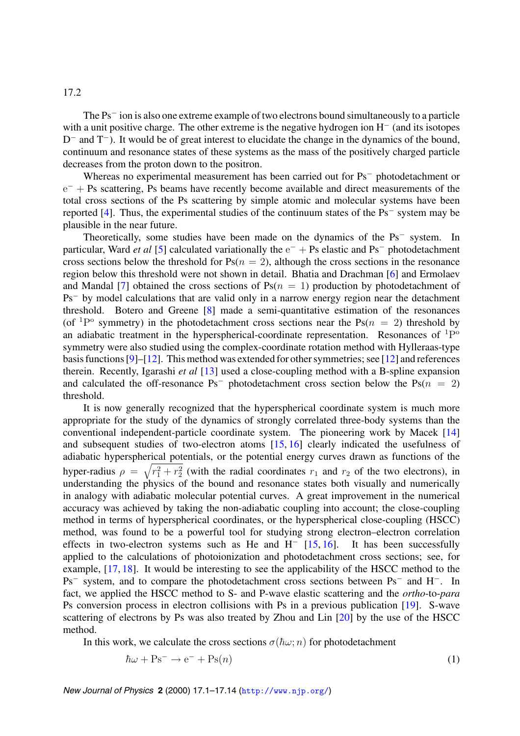The $Ps^-$ ion is also one extreme example of two electrons bound simultaneously to a particle with a unit positive charge. The other extreme is the negative hydrogen ion $H^-$ (and its isotopes $D^-$ and $T^-$). It would be of great interest to elucidate the change in the dynamics of the bound, continuum and resonance states of these systems as the mass of the positively charged particle decreases from the proton down to the positron.

Whereas no experimental measurement has been carried out for $Ps^-$ photodetachment or $e^- + Ps$ scattering, Ps beams have recently become available and direct measurements of the total cross sections of the Ps scattering by simple atomic and molecular systems have been reported [4]. Thus, the experimental studies of the continuum states of the $Ps^-$ system may be plausible in the near future.

Theoretically, some studies have been made on the dynamics of the $Ps^-$ system. In particular, Ward *et al* [5] calculated variationally the $e^- + Ps$ elastic and $Ps^-$ photodetachment cross sections below the threshold for $Ps(n = 2)$, although the cross sections in the resonance region below this threshold were not shown in detail. Bhatia and Drachman [6] and Ermolaev and Mandal [7] obtained the cross sections of $Ps(n = 1)$ production by photodetachment of $Ps^-$ by model calculations that are valid only in a narrow energy region near the detachment threshold. Botero and Greene [8] made a semi-quantitative estimation of the resonances (of ${}^1P^o$ symmetry) in the photodetachment cross sections near the $Ps(n = 2)$ threshold by an adiabatic treatment in the hyperspherical-coordinate representation. Resonances of ${}^1P^o$ symmetry were also studied using the complex-coordinate rotation method with Hylleraas-type basis functions [9]–[12]. This method was extended for other symmetries; see [12] and references therein. Recently, Igarashi *et al* [13] used a close-coupling method with a B-spline expansion and calculated the off-resonance $Ps^-$ photodetachment cross section below the $Ps(n = 2)$ threshold.

It is now generally recognized that the hyperspherical coordinate system is much more appropriate for the study of the dynamics of strongly correlated three-body systems than the conventional independent-particle coordinate system. The pioneering work by Macek [14] and subsequent studies of two-electron atoms [15, 16] clearly indicated the usefulness of adiabatic hyperspherical potentials, or the potential energy curves drawn as functions of the hyper-radius $\rho = \sqrt{r_1^2 + r_2^2}$ (with the radial coordinates $r_1$ and $r_2$ of the two electrons), in understanding the physics of the bound and resonance states both visually and numerically in analogy with adiabatic molecular potential curves. A great improvement in the numerical accuracy was achieved by taking the non-adiabatic coupling into account; the close-coupling method in terms of hyperspherical coordinates, or the hyperspherical close-coupling (HSCC) method, was found to be a powerful tool for studying strong electron–electron correlation effects in two-electron systems such as He and $H^-$ [15, 16]. It has been successfully applied to the calculations of photoionization and photodetachment cross sections; see, for example, [17, 18]. It would be interesting to see the applicability of the HSCC method to the $Ps^-$ system, and to compare the photodetachment cross sections between $Ps^-$ and $H^-$. In fact, we applied the HSCC method to S- and P-wave elastic scattering and the *ortho*-to-*para* Ps conversion process in electron collisions with Ps in a previous publication [19]. S-wave scattering of electrons by Ps was also treated by Zhou and Lin [20] by the use of the HSCC method.

In this work, we calculate the cross sections $\sigma(\hbar\omega; n)$ for photodetachment

$$\hbar\omega + Ps^- \rightarrow e^- + Ps(n) \tag{1}$$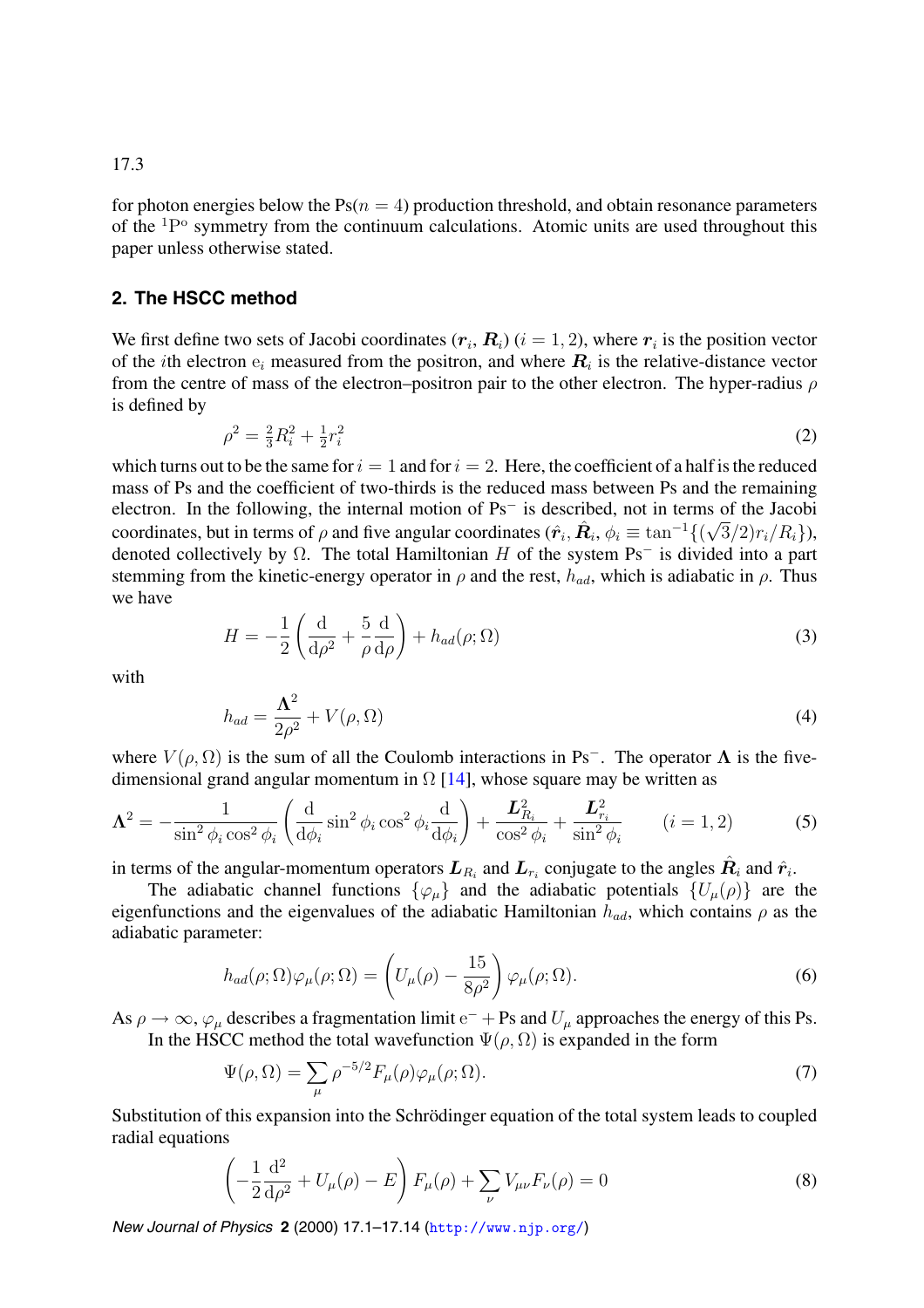for photon energies below the Ps($n = 4$) production threshold, and obtain resonance parameters of the $^1\mathrm{P}^\mathrm{o}$ symmetry from the continuum calculations. Atomic units are used throughout this paper unless otherwise stated.

## 2. The HSCC method

We first define two sets of Jacobi coordinates ($\boldsymbol{r}_i$, $\boldsymbol{R}_i$) ($i = 1, 2$), where $\boldsymbol{r}_i$ is the position vector of the $i$th electron $\mathrm{e}_i$ measured from the positron, and where $\boldsymbol{R}_i$ is the relative-distance vector from the centre of mass of the electron–positron pair to the other electron. The hyper-radius $\rho$ is defined by

$$\rho^2 = \tfrac{2}{3}R_i^2 + \tfrac{1}{2}r_i^2 \tag{2}$$

which turns out to be the same for $i = 1$ and for $i = 2$. Here, the coefficient of a half is the reduced mass of Ps and the coefficient of two-thirds is the reduced mass between Ps and the remaining electron. In the following, the internal motion of $\mathrm{Ps}^-$ is described, not in terms of the Jacobi coordinates, but in terms of $\rho$ and five angular coordinates ($\hat{\boldsymbol{r}}_i$, $\hat{\boldsymbol{R}}_i$, $\phi_i \equiv \tan^{-1}\{(\sqrt{3}/2)r_i/R_i\}$), denoted collectively by $\Omega$. The total Hamiltonian $H$ of the system $\mathrm{Ps}^-$ is divided into a part stemming from the kinetic-energy operator in $\rho$ and the rest, $h_{ad}$, which is adiabatic in $\rho$. Thus we have

$$H = -\frac{1}{2}\left(\frac{\mathrm{d}}{\mathrm{d}\rho^2} + \frac{5}{\rho}\frac{\mathrm{d}}{\mathrm{d}\rho}\right) + h_{ad}(\rho; \Omega) \tag{3}$$

with

$$h_{ad} = \frac{\boldsymbol{\Lambda}^2}{2\rho^2} + V(\rho, \Omega) \tag{4}$$

where $V(\rho, \Omega)$ is the sum of all the Coulomb interactions in $\mathrm{Ps}^-$. The operator $\boldsymbol{\Lambda}$ is the five-dimensional grand angular momentum in $\Omega$ [14], whose square may be written as

$$\boldsymbol{\Lambda}^2 = -\frac{1}{\sin^2\phi_i \cos^2\phi_i}\left(\frac{\mathrm{d}}{\mathrm{d}\phi_i}\sin^2\phi_i\cos^2\phi_i\frac{\mathrm{d}}{\mathrm{d}\phi_i}\right) + \frac{\boldsymbol{L}_{R_i}^2}{\cos^2\phi_i} + \frac{\boldsymbol{L}_{r_i}^2}{\sin^2\phi_i} \qquad (i = 1, 2) \tag{5}$$

in terms of the angular-momentum operators $\boldsymbol{L}_{R_i}$ and $\boldsymbol{L}_{r_i}$ conjugate to the angles $\hat{\boldsymbol{R}}_i$ and $\hat{\boldsymbol{r}}_i$.

The adiabatic channel functions $\{\varphi_\mu\}$ and the adiabatic potentials $\{U_\mu(\rho)\}$ are the eigenfunctions and the eigenvalues of the adiabatic Hamiltonian $h_{ad}$, which contains $\rho$ as the adiabatic parameter:

$$h_{ad}(\rho; \Omega)\varphi_\mu(\rho; \Omega) = \left(U_\mu(\rho) - \frac{15}{8\rho^2}\right)\varphi_\mu(\rho; \Omega). \tag{6}$$

As $\rho \to \infty$, $\varphi_\mu$ describes a fragmentation limit $\mathrm{e}^- + \mathrm{Ps}$ and $U_\mu$ approaches the energy of this Ps.

In the HSCC method the total wavefunction $\Psi(\rho, \Omega)$ is expanded in the form

$$\Psi(\rho, \Omega) = \sum_\mu \rho^{-5/2}F_\mu(\rho)\varphi_\mu(\rho; \Omega). \tag{7}$$

Substitution of this expansion into the Schrödinger equation of the total system leads to coupled radial equations

$$\left(-\frac{1}{2}\frac{\mathrm{d}^2}{\mathrm{d}\rho^2} + U_\mu(\rho) - E\right)F_\mu(\rho) + \sum_\nu V_{\mu\nu}F_\nu(\rho) = 0 \tag{8}$$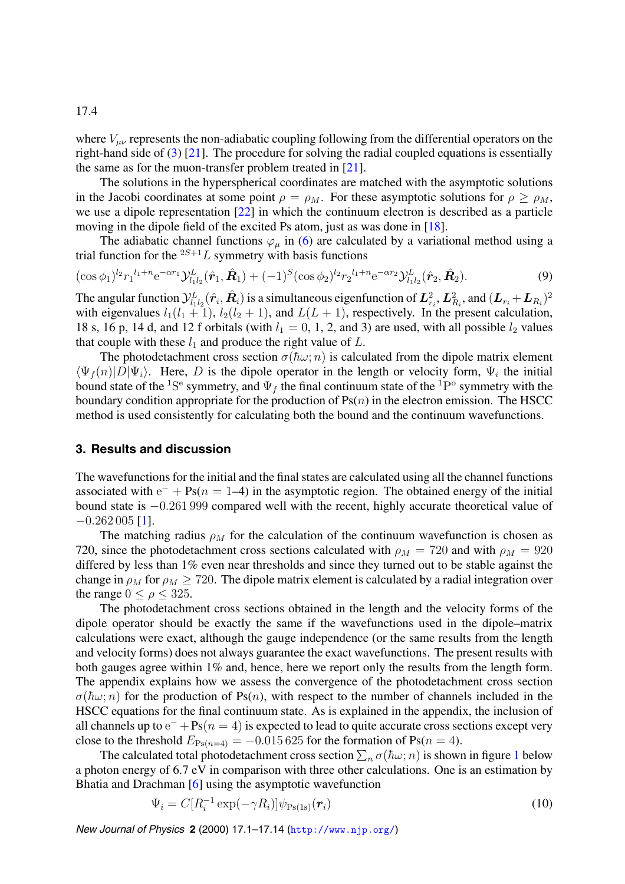where $V_{\mu\nu}$ represents the non-adiabatic coupling following from the differential operators on the right-hand side of (3) [21]. The procedure for solving the radial coupled equations is essentially the same as for the muon-transfer problem treated in [21].

The solutions in the hyperspherical coordinates are matched with the asymptotic solutions in the Jacobi coordinates at some point $\rho = \rho_M$. For these asymptotic solutions for $\rho \geq \rho_M$, we use a dipole representation [22] in which the continuum electron is described as a particle moving in the dipole field of the excited Ps atom, just as was done in [18].

The adiabatic channel functions $\varphi_\mu$ in (6) are calculated by a variational method using a trial function for the ${}^{2S+1}L$ symmetry with basis functions

$$(\cos\phi_1)^{l_2} {r_1}^{l_1+n} \mathrm{e}^{-\alpha r_1} \mathcal{Y}^L_{l_1 l_2}(\hat{\boldsymbol{r}}_1, \hat{\boldsymbol{R}}_1) + (-1)^S (\cos\phi_2)^{l_2} {r_2}^{l_1+n} \mathrm{e}^{-\alpha r_2} \mathcal{Y}^L_{l_1 l_2}(\hat{\boldsymbol{r}}_2, \hat{\boldsymbol{R}}_2). \tag{9}$$

The angular function $\mathcal{Y}^L_{l_1 l_2}(\hat{\boldsymbol{r}}_i, \hat{\boldsymbol{R}}_i)$ is a simultaneous eigenfunction of $\boldsymbol{L}^2_{r_i}$, $\boldsymbol{L}^2_{R_i}$, and $(\boldsymbol{L}_{r_i} + \boldsymbol{L}_{R_i})^2$ with eigenvalues $l_1(l_1+1)$, $l_2(l_2+1)$, and $L(L+1)$, respectively. In the present calculation, 18 s, 16 p, 14 d, and 12 f orbitals (with $l_1 = 0$, 1, 2, and 3) are used, with all possible $l_2$ values that couple with these $l_1$ and produce the right value of $L$.

The photodetachment cross section $\sigma(\hbar\omega; n)$ is calculated from the dipole matrix element $\langle\Psi_f(n)|D|\Psi_i\rangle$. Here, $D$ is the dipole operator in the length or velocity form, $\Psi_i$ the initial bound state of the ${}^1\mathrm{S}^\mathrm{e}$ symmetry, and $\Psi_f$ the final continuum state of the ${}^1\mathrm{P}^\mathrm{o}$ symmetry with the boundary condition appropriate for the production of Ps($n$) in the electron emission. The HSCC method is used consistently for calculating both the bound and the continuum wavefunctions.

## 3. Results and discussion

The wavefunctions for the initial and the final states are calculated using all the channel functions associated with $\mathrm{e}^- + \mathrm{Ps}(n = 1\text{–}4)$ in the asymptotic region. The obtained energy of the initial bound state is $-0.261\,999$ compared well with the recent, highly accurate theoretical value of $-0.262\,005$ [1].

The matching radius $\rho_M$ for the calculation of the continuum wavefunction is chosen as 720, since the photodetachment cross sections calculated with $\rho_M = 720$ and with $\rho_M = 920$ differed by less than 1% even near thresholds and since they turned out to be stable against the change in $\rho_M$ for $\rho_M \geq 720$. The dipole matrix element is calculated by a radial integration over the range $0 \leq \rho \leq 325$.

The photodetachment cross sections obtained in the length and the velocity forms of the dipole operator should be exactly the same if the wavefunctions used in the dipole–matrix calculations were exact, although the gauge independence (or the same results from the length and velocity forms) does not always guarantee the exact wavefunctions. The present results with both gauges agree within 1% and, hence, here we report only the results from the length form. The appendix explains how we assess the convergence of the photodetachment cross section $\sigma(\hbar\omega; n)$ for the production of Ps($n$), with respect to the number of channels included in the HSCC equations for the final continuum state. As is explained in the appendix, the inclusion of all channels up to $\mathrm{e}^- + \mathrm{Ps}(n = 4)$ is expected to lead to quite accurate cross sections except very close to the threshold $E_{\mathrm{Ps}(n=4)} = -0.015\,625$ for the formation of Ps($n = 4$).

The calculated total photodetachment cross section $\sum_n \sigma(\hbar\omega; n)$ is shown in figure 1 below a photon energy of 6.7 eV in comparison with three other calculations. One is an estimation by Bhatia and Drachman [6] using the asymptotic wavefunction

$$\Psi_i = C[R_i^{-1} \exp(-\gamma R_i)] \psi_{\mathrm{Ps(1s)}}(\boldsymbol{r}_i) \tag{10}$$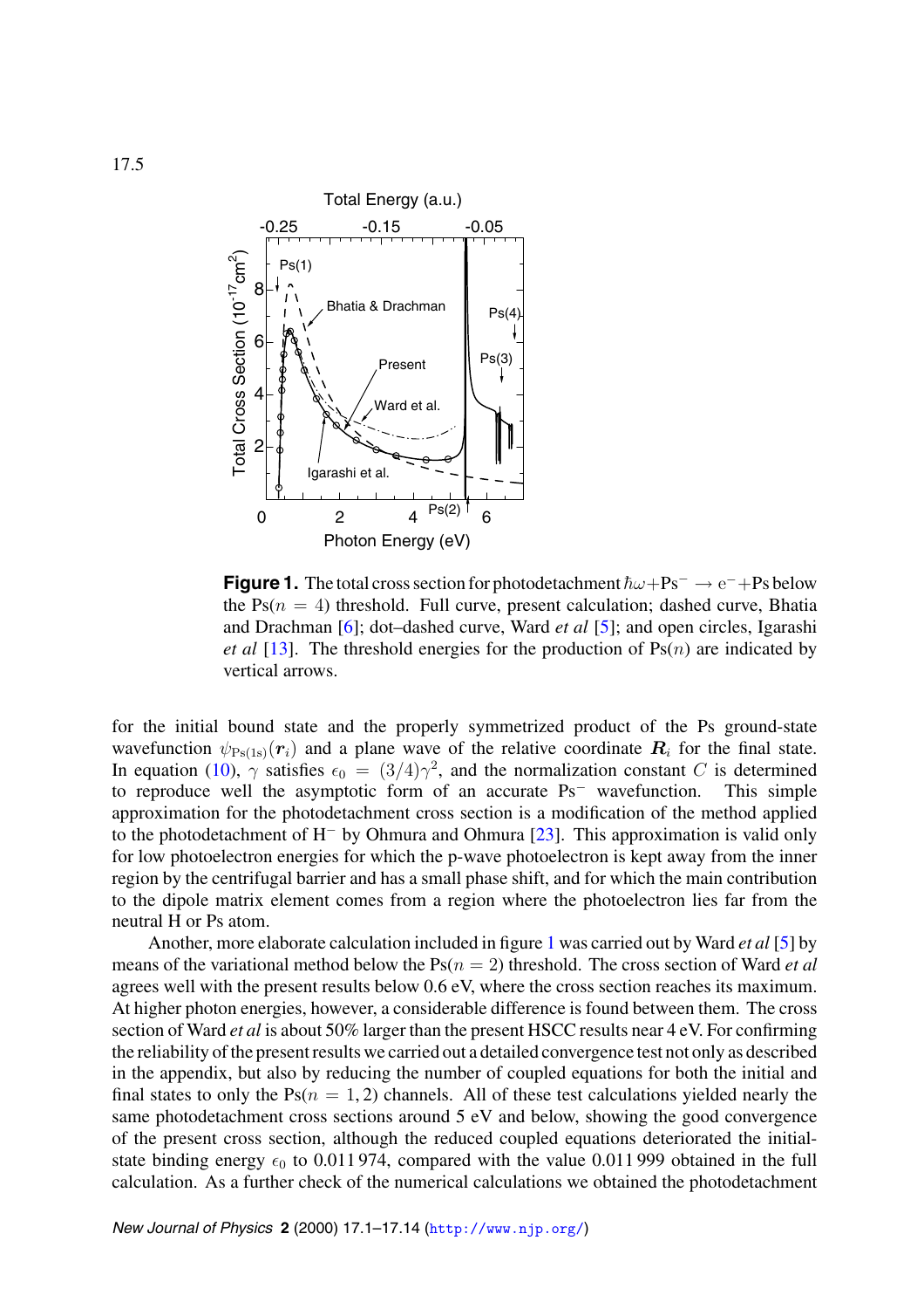**Figure 1.** The total cross section for photodetachment $\hbar\omega + \text{Ps}^- \to \text{e}^- + \text{Ps}$ below the Ps($n = 4$) threshold. Full curve, present calculation; dashed curve, Bhatia and Drachman [6]; dot–dashed curve, Ward *et al* [5]; and open circles, Igarashi *et al* [13]. The threshold energies for the production of Ps($n$) are indicated by vertical arrows.

for the initial bound state and the properly symmetrized product of the Ps ground-state wavefunction $\psi_{\text{Ps(1s)}}(\boldsymbol{r}_i)$ and a plane wave of the relative coordinate $\boldsymbol{R}_i$ for the final state. In equation (10), $\gamma$ satisfies $\epsilon_0 = (3/4)\gamma^2$, and the normalization constant $C$ is determined to reproduce well the asymptotic form of an accurate $\text{Ps}^-$ wavefunction. This simple approximation for the photodetachment cross section is a modification of the method applied to the photodetachment of $\text{H}^-$ by Ohmura and Ohmura [23]. This approximation is valid only for low photoelectron energies for which the p-wave photoelectron is kept away from the inner region by the centrifugal barrier and has a small phase shift, and for which the main contribution to the dipole matrix element comes from a region where the photoelectron lies far from the neutral H or Ps atom.

Another, more elaborate calculation included in figure 1 was carried out by Ward *et al* [5] by means of the variational method below the Ps($n = 2$) threshold. The cross section of Ward *et al* agrees well with the present results below 0.6 eV, where the cross section reaches its maximum. At higher photon energies, however, a considerable difference is found between them. The cross section of Ward *et al* is about 50% larger than the present HSCC results near 4 eV. For confirming the reliability of the present results we carried out a detailed convergence test not only as described in the appendix, but also by reducing the number of coupled equations for both the initial and final states to only the Ps($n = 1, 2$) channels. All of these test calculations yielded nearly the same photodetachment cross sections around 5 eV and below, showing the good convergence of the present cross section, although the reduced coupled equations deteriorated the initial-state binding energy $\epsilon_0$ to 0.011 974, compared with the value 0.011 999 obtained in the full calculation. As a further check of the numerical calculations we obtained the photodetachment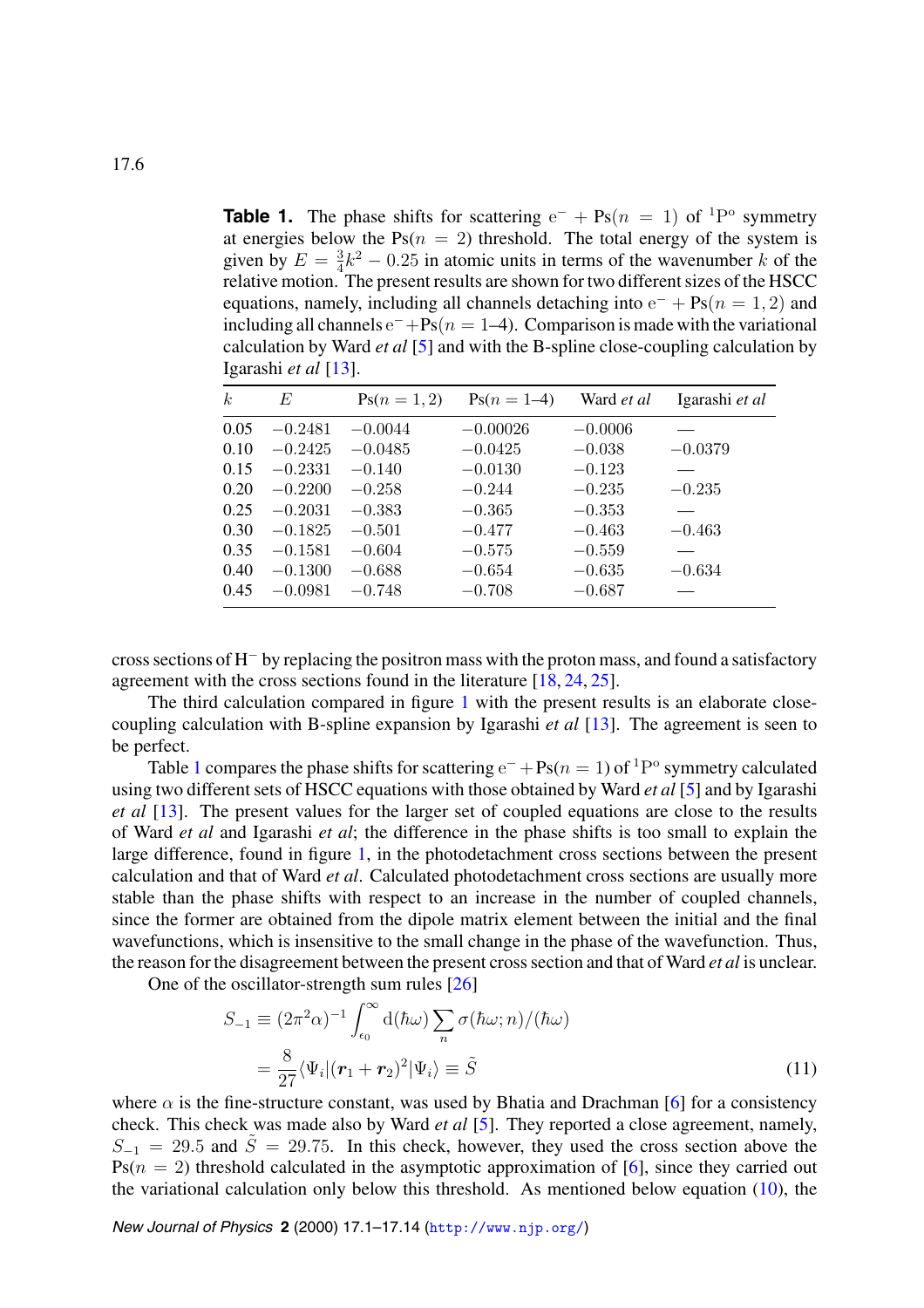**Table 1.** The phase shifts for scattering $e^- + \mathrm{Ps}(n = 1)$ of ${}^1\mathrm{P}^\mathrm{o}$ symmetry at energies below the $\mathrm{Ps}(n = 2)$ threshold. The total energy of the system is given by $E = \frac{3}{4}k^2 - 0.25$ in atomic units in terms of the wavenumber $k$ of the relative motion. The present results are shown for two different sizes of the HSCC equations, namely, including all channels detaching into $e^- + \mathrm{Ps}(n = 1, 2)$ and including all channels $e^- + \mathrm{Ps}(n = 1–4)$. Comparison is made with the variational calculation by Ward *et al* [5] and with the B-spline close-coupling calculation by Igarashi *et al* [13].

| $k$ | $E$ | $\mathrm{Ps}(n = 1, 2)$ | $\mathrm{Ps}(n = 1–4)$ | Ward *et al* | Igarashi *et al* |
|---|---|---|---|---|---|
| 0.05 | −0.2481 | −0.0044 | −0.00026 | −0.0006 | — |
| 0.10 | −0.2425 | −0.0485 | −0.0425 | −0.038 | −0.0379 |
| 0.15 | −0.2331 | −0.140 | −0.0130 | −0.123 | — |
| 0.20 | −0.2200 | −0.258 | −0.244 | −0.235 | −0.235 |
| 0.25 | −0.2031 | −0.383 | −0.365 | −0.353 | — |
| 0.30 | −0.1825 | −0.501 | −0.477 | −0.463 | −0.463 |
| 0.35 | −0.1581 | −0.604 | −0.575 | −0.559 | — |
| 0.40 | −0.1300 | −0.688 | −0.654 | −0.635 | −0.634 |
| 0.45 | −0.0981 | −0.748 | −0.708 | −0.687 | — |

cross sections of $H^-$ by replacing the positron mass with the proton mass, and found a satisfactory agreement with the cross sections found in the literature [18, 24, 25].

The third calculation compared in figure 1 with the present results is an elaborate close-coupling calculation with B-spline expansion by Igarashi *et al* [13]. The agreement is seen to be perfect.

Table 1 compares the phase shifts for scattering $e^- + \mathrm{Ps}(n = 1)$ of ${}^1\mathrm{P}^\mathrm{o}$ symmetry calculated using two different sets of HSCC equations with those obtained by Ward *et al* [5] and by Igarashi *et al* [13]. The present values for the larger set of coupled equations are close to the results of Ward *et al* and Igarashi *et al*; the difference in the phase shifts is too small to explain the large difference, found in figure 1, in the photodetachment cross sections between the present calculation and that of Ward *et al*. Calculated photodetachment cross sections are usually more stable than the phase shifts with respect to an increase in the number of coupled channels, since the former are obtained from the dipole matrix element between the initial and the final wavefunctions, which is insensitive to the small change in the phase of the wavefunction. Thus, the reason for the disagreement between the present cross section and that of Ward *et al* is unclear.

One of the oscillator-strength sum rules [26]

$$
\begin{aligned}
S_{-1} &\equiv (2\pi^2\alpha)^{-1} \int_{\epsilon_0}^{\infty} \mathrm{d}(\hbar\omega) \sum_n \sigma(\hbar\omega; n)/(\hbar\omega) \\
&= \frac{8}{27} \langle \Psi_i | (\boldsymbol{r}_1 + \boldsymbol{r}_2)^2 | \Psi_i \rangle \equiv \tilde{S}
\end{aligned}
\qquad (11)
$$

where $\alpha$ is the fine-structure constant, was used by Bhatia and Drachman [6] for a consistency check. This check was made also by Ward *et al* [5]. They reported a close agreement, namely, $S_{-1} = 29.5$ and $\tilde{S} = 29.75$. In this check, however, they used the cross section above the $\mathrm{Ps}(n = 2)$ threshold calculated in the asymptotic approximation of [6], since they carried out the variational calculation only below this threshold. As mentioned below equation (10), the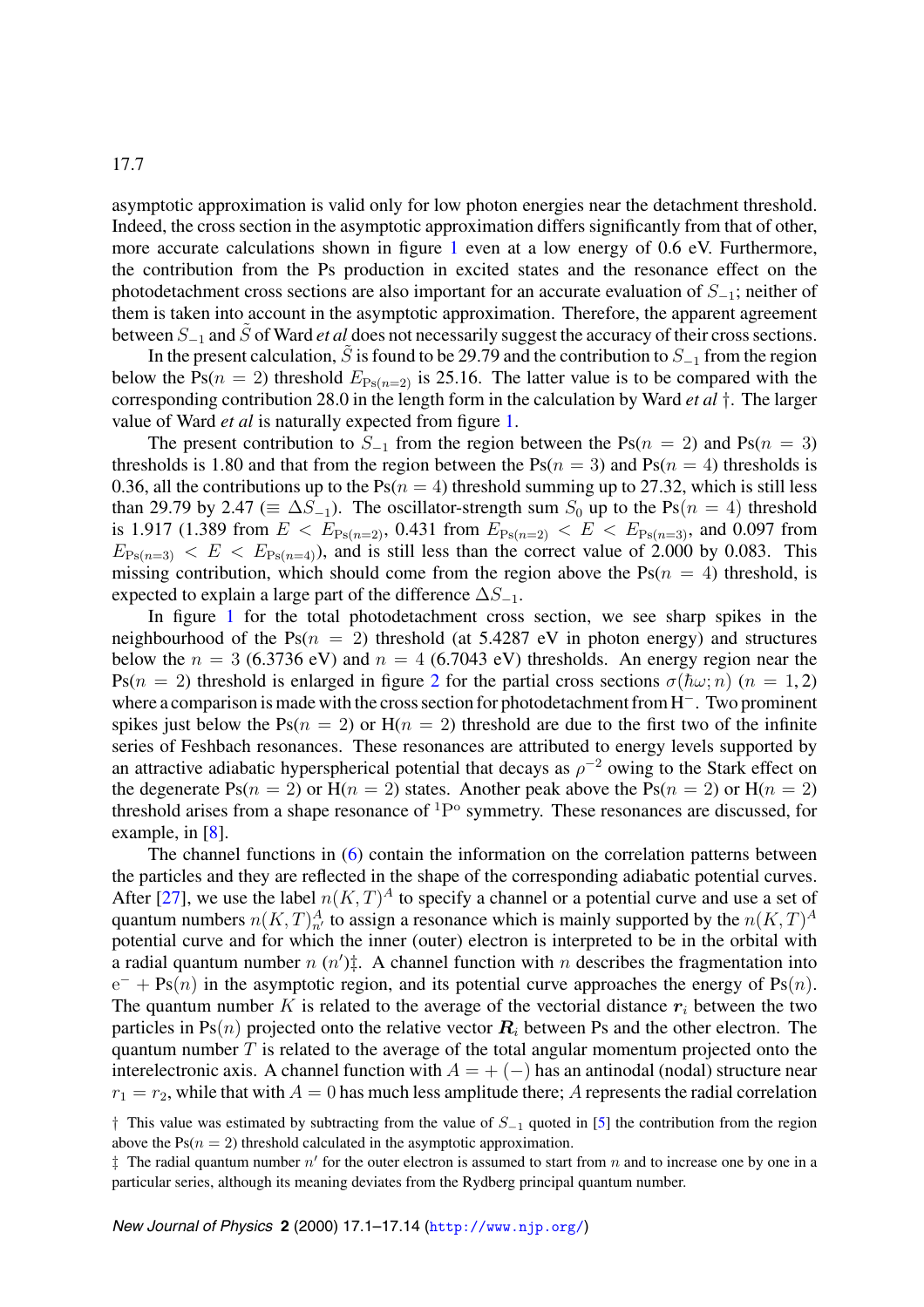asymptotic approximation is valid only for low photon energies near the detachment threshold. Indeed, the cross section in the asymptotic approximation differs significantly from that of other, more accurate calculations shown in figure 1 even at a low energy of 0.6 eV. Furthermore, the contribution from the Ps production in excited states and the resonance effect on the photodetachment cross sections are also important for an accurate evaluation of $S_{-1}$; neither of them is taken into account in the asymptotic approximation. Therefore, the apparent agreement between $S_{-1}$ and $\tilde{S}$ of Ward *et al* does not necessarily suggest the accuracy of their cross sections.

In the present calculation, $\tilde{S}$ is found to be 29.79 and the contribution to $S_{-1}$ from the region below the Ps($n = 2$) threshold $E_{\mathrm{Ps}(n=2)}$ is 25.16. The latter value is to be compared with the corresponding contribution 28.0 in the length form in the calculation by Ward *et al* †. The larger value of Ward *et al* is naturally expected from figure 1.

The present contribution to $S_{-1}$ from the region between the Ps($n = 2$) and Ps($n = 3$) thresholds is 1.80 and that from the region between the Ps($n = 3$) and Ps($n = 4$) thresholds is 0.36, all the contributions up to the Ps($n = 4$) threshold summing up to 27.32, which is still less than 29.79 by 2.47 ($\equiv \Delta S_{-1}$). The oscillator-strength sum $S_0$ up to the Ps($n = 4$) threshold is 1.917 (1.389 from $E < E_{\mathrm{Ps}(n=2)}$, 0.431 from $E_{\mathrm{Ps}(n=2)} < E < E_{\mathrm{Ps}(n=3)}$, and 0.097 from $E_{\mathrm{Ps}(n=3)} < E < E_{\mathrm{Ps}(n=4)}$), and is still less than the correct value of 2.000 by 0.083. This missing contribution, which should come from the region above the Ps($n = 4$) threshold, is expected to explain a large part of the difference $\Delta S_{-1}$.

In figure 1 for the total photodetachment cross section, we see sharp spikes in the neighbourhood of the Ps($n = 2$) threshold (at 5.4287 eV in photon energy) and structures below the $n = 3$ (6.3736 eV) and $n = 4$ (6.7043 eV) thresholds. An energy region near the Ps($n = 2$) threshold is enlarged in figure 2 for the partial cross sections $\sigma(\hbar\omega; n)$ ($n = 1, 2$) where a comparison is made with the cross section for photodetachment from $\mathrm{H}^-$. Two prominent spikes just below the Ps($n = 2$) or H($n = 2$) threshold are due to the first two of the infinite series of Feshbach resonances. These resonances are attributed to energy levels supported by an attractive adiabatic hyperspherical potential that decays as $\rho^{-2}$ owing to the Stark effect on the degenerate Ps($n = 2$) or H($n = 2$) states. Another peak above the Ps($n = 2$) or H($n = 2$) threshold arises from a shape resonance of ${}^1\mathrm{P}^{\mathrm{o}}$ symmetry. These resonances are discussed, for example, in [8].

The channel functions in (6) contain the information on the correlation patterns between the particles and they are reflected in the shape of the corresponding adiabatic potential curves. After [27], we use the label $n(K,T)^A$ to specify a channel or a potential curve and use a set of quantum numbers $n(K,T)^A_{n'}$ to assign a resonance which is mainly supported by the $n(K,T)^A$ potential curve and for which the inner (outer) electron is interpreted to be in the orbital with a radial quantum number $n$ ($n'$)‡. A channel function with $n$ describes the fragmentation into $\mathrm{e}^- + \mathrm{Ps}(n)$ in the asymptotic region, and its potential curve approaches the energy of Ps($n$). The quantum number $K$ is related to the average of the vectorial distance $\boldsymbol{r}_i$ between the two particles in Ps($n$) projected onto the relative vector $\boldsymbol{R}_i$ between Ps and the other electron. The quantum number $T$ is related to the average of the total angular momentum projected onto the interelectronic axis. A channel function with $A = +\,(-)$ has an antinodal (nodal) structure near $r_1 = r_2$, while that with $A = 0$ has much less amplitude there; $A$ represents the radial correlation

† This value was estimated by subtracting from the value of $S_{-1}$ quoted in [5] the contribution from the region above the Ps($n = 2$) threshold calculated in the asymptotic approximation.

‡ The radial quantum number $n'$ for the outer electron is assumed to start from $n$ and to increase one by one in a particular series, although its meaning deviates from the Rydberg principal quantum number.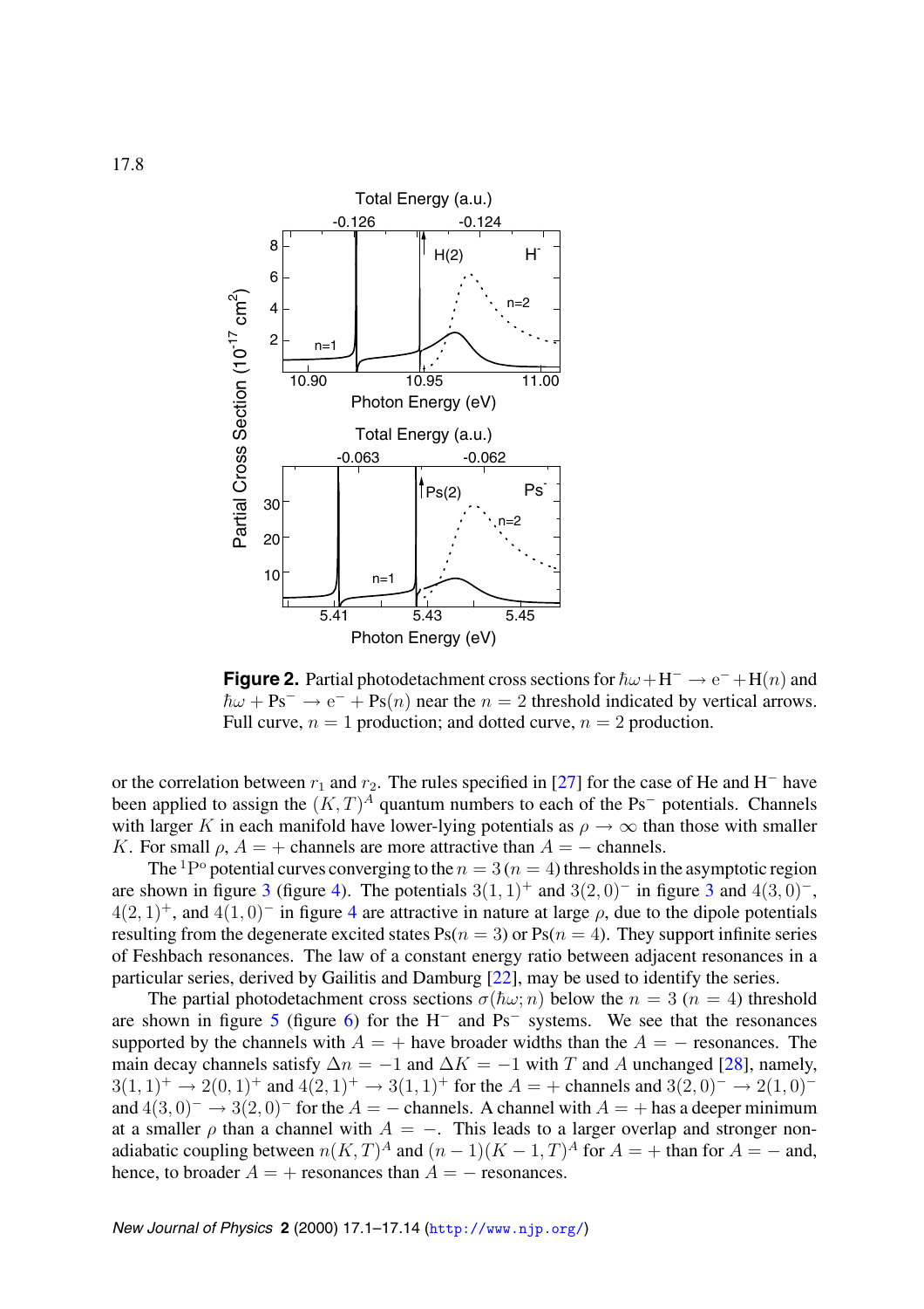Total Energy (a.u.)
-0.126
-0.124
8
6
4
2
H(2)
H$^-$
n=2
n=1
10.90
10.95
11.00
Photon Energy (eV)

Total Energy (a.u.)
-0.063
-0.062
30
20
10
Ps(2)
Ps$^-$
n=2
n=1
5.41
5.43
5.45
Photon Energy (eV)

Partial Cross Section ($10^{-17}$ cm$^2$)

**Figure 2.** Partial photodetachment cross sections for $\hbar\omega + \mathrm{H}^- \rightarrow \mathrm{e}^- + \mathrm{H}(n)$ and $\hbar\omega + \mathrm{Ps}^- \rightarrow \mathrm{e}^- + \mathrm{Ps}(n)$ near the $n = 2$ threshold indicated by vertical arrows. Full curve, $n = 1$ production; and dotted curve, $n = 2$ production.

or the correlation between $r_1$ and $r_2$. The rules specified in [27] for the case of He and H$^-$ have been applied to assign the $(K, T)^A$ quantum numbers to each of the Ps$^-$ potentials. Channels with larger $K$ in each manifold have lower-lying potentials as $\rho \rightarrow \infty$ than those with smaller $K$. For small $\rho$, $A = +$ channels are more attractive than $A = -$ channels.

The $^1\mathrm{P}^\mathrm{o}$ potential curves converging to the $n = 3$ ($n = 4$) thresholds in the asymptotic region are shown in figure 3 (figure 4). The potentials $3(1,1)^+$ and $3(2,0)^-$ in figure 3 and $4(3,0)^-$, $4(2,1)^+$, and $4(1,0)^-$ in figure 4 are attractive in nature at large $\rho$, due to the dipole potentials resulting from the degenerate excited states Ps$(n = 3)$ or Ps$(n = 4)$. They support infinite series of Feshbach resonances. The law of a constant energy ratio between adjacent resonances in a particular series, derived by Gailitis and Damburg [22], may be used to identify the series.

The partial photodetachment cross sections $\sigma(\hbar\omega; n)$ below the $n = 3$ ($n = 4$) threshold are shown in figure 5 (figure 6) for the H$^-$ and Ps$^-$ systems. We see that the resonances supported by the channels with $A = +$ have broader widths than the $A = -$ resonances. The main decay channels satisfy $\Delta n = -1$ and $\Delta K = -1$ with $T$ and $A$ unchanged [28], namely, $3(1,1)^+ \rightarrow 2(0,1)^+$ and $4(2,1)^+ \rightarrow 3(1,1)^+$ for the $A = +$ channels and $3(2,0)^- \rightarrow 2(1,0)^-$ and $4(3,0)^- \rightarrow 3(2,0)^-$ for the $A = -$ channels. A channel with $A = +$ has a deeper minimum at a smaller $\rho$ than a channel with $A = -$. This leads to a larger overlap and stronger non-adiabatic coupling between $n(K,T)^A$ and $(n-1)(K-1,T)^A$ for $A = +$ than for $A = -$ and, hence, to broader $A = +$ resonances than $A = -$ resonances.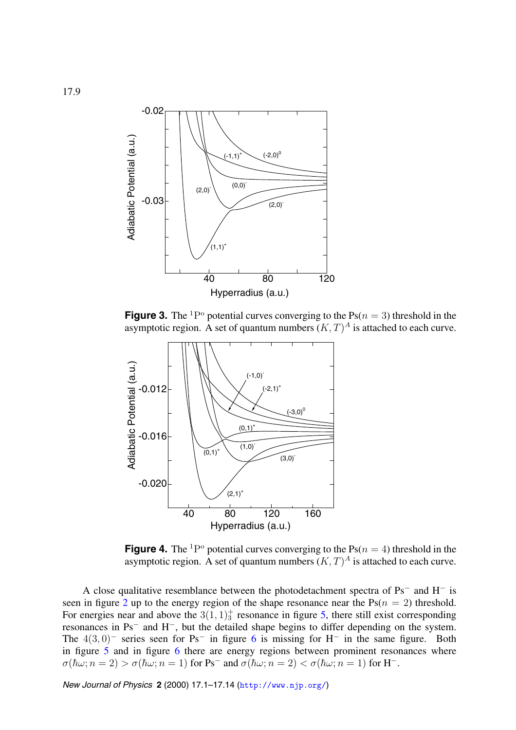-0.02

-0.03

Adiabatic Potential (a.u.)

(-1,1)$^+$

(-2,0)$^0$

(0,0)$^-$

(2,0)$^-$

(2,0)$^-$

(1,1)$^+$

40

80

120

Hyperradius (a.u.)

**Figure 3.** The $^1\mathrm{P^o}$ potential curves converging to the $\mathrm{Ps}(n = 3)$ threshold in the asymptotic region. A set of quantum numbers $(K, T)^A$ is attached to each curve.

-0.012

-0.016

-0.020

Adiabatic Potential (a.u.)

(-1,0)$^-$

(-2,1)$^+$

(-3,0)$^0$

(0,1)$^+$

(0,1)$^+$

(1,0)$^-$

(3,0)$^-$

(2,1)$^+$

40

80

120

160

Hyperradius (a.u.)

**Figure 4.** The $^1\mathrm{P^o}$ potential curves converging to the $\mathrm{Ps}(n = 4)$ threshold in the asymptotic region. A set of quantum numbers $(K, T)^A$ is attached to each curve.

A close qualitative resemblance between the photodetachment spectra of $\mathrm{Ps}^-$ and $\mathrm{H}^-$ is seen in figure 2 up to the energy region of the shape resonance near the $\mathrm{Ps}(n = 2)$ threshold. For energies near and above the $3(1, 1)^+_3$ resonance in figure 5, there still exist corresponding resonances in $\mathrm{Ps}^-$ and $\mathrm{H}^-$, but the detailed shape begins to differ depending on the system. The $4(3, 0)^-$ series seen for $\mathrm{Ps}^-$ in figure 6 is missing for $\mathrm{H}^-$ in the same figure. Both in figure 5 and in figure 6 there are energy regions between prominent resonances where $\sigma(\hbar\omega; n = 2) > \sigma(\hbar\omega; n = 1)$ for $\mathrm{Ps}^-$ and $\sigma(\hbar\omega; n = 2) < \sigma(\hbar\omega; n = 1)$ for $\mathrm{H}^-$.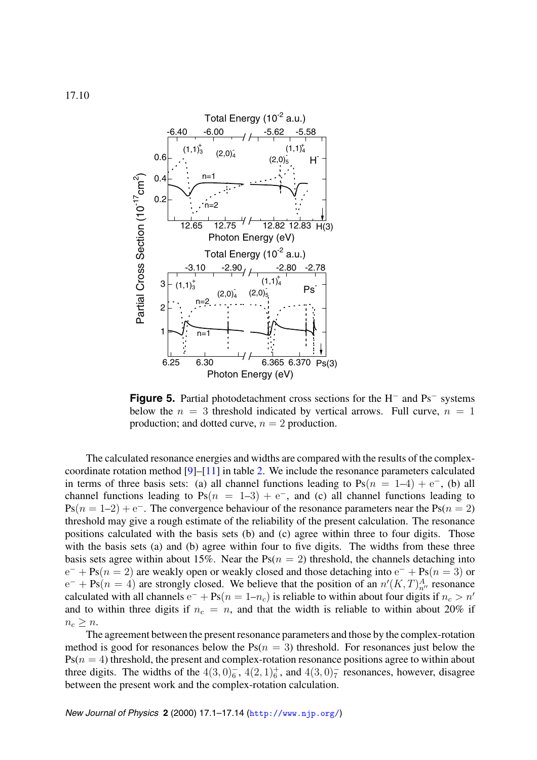Total Energy ($10^{-2}$ a.u.)

-6.40 -6.00 -5.62 -5.58

$(1,1)^+_3$ $(2,0)^-_4$ $(1,1)^+_4$ $(2,0)^-_5$ H$^-$

0.6 0.4 0.2

n=1 n=2

12.65 12.75 12.82 12.83 H(3)

Photon Energy (eV)

Partial Cross Section ($10^{-17}$cm$^2$)

Total Energy ($10^{-2}$ a.u.)

-3.10 -2.90 -2.80 -2.78

$(1,1)^+_3$ $(2,0)^-_4$ $(1,1)^+_4$ $(2,0)^-_5$ Ps$^-$

3 2 1

n=2 n=1

6.25 6.30 6.365 6.370 Ps(3)

Photon Energy (eV)

**Figure 5.** Partial photodetachment cross sections for the H$^-$ and Ps$^-$ systems below the $n = 3$ threshold indicated by vertical arrows. Full curve, $n = 1$ production; and dotted curve, $n = 2$ production.

The calculated resonance energies and widths are compared with the results of the complex-coordinate rotation method [9]–[11] in table 2. We include the resonance parameters calculated in terms of three basis sets: (a) all channel functions leading to Ps($n$ = 1–4) + e$^-$, (b) all channel functions leading to Ps($n$ = 1–3) + e$^-$, and (c) all channel functions leading to Ps($n$ = 1–2) + e$^-$. The convergence behaviour of the resonance parameters near the Ps($n = 2$) threshold may give a rough estimate of the reliability of the present calculation. The resonance positions calculated with the basis sets (b) and (c) agree within three to four digits. Those with the basis sets (a) and (b) agree within four to five digits. The widths from these three basis sets agree within about 15%. Near the Ps($n = 2$) threshold, the channels detaching into e$^-$ + Ps($n = 2$) are weakly open or weakly closed and those detaching into e$^-$ + Ps($n = 3$) or e$^-$ + Ps($n = 4$) are strongly closed. We believe that the position of an $n'(K,T)^A_{n''}$ resonance calculated with all channels e$^-$ + Ps($n$ = 1–$n_c$) is reliable to within about four digits if $n_c > n'$ and to within three digits if $n_c = n$, and that the width is reliable to within about 20% if $n_c \geq n$.

The agreement between the present resonance parameters and those by the complex-rotation method is good for resonances below the Ps($n = 3$) threshold. For resonances just below the Ps($n = 4$) threshold, the present and complex-rotation resonance positions agree to within about three digits. The widths of the $4(3,0)^-_6$, $4(2,1)^+_6$, and $4(3,0)^-_7$ resonances, however, disagree between the present work and the complex-rotation calculation.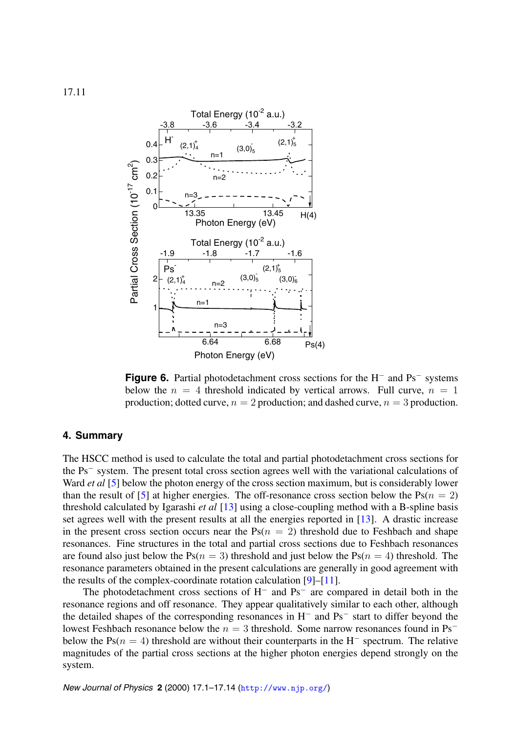Total Energy ($10^{-2}$ a.u.)

-3.8 -3.6 -3.4 -3.2

H$^-$

$(2,1)_4^+$ $(3,0)_5^-$ $(2,1)_5^+$

n=1

n=2

n=3

0.4 0.3 0.2 0.1 0

13.35 13.45 H(4)

Photon Energy (eV)

Total Energy ($10^{-2}$ a.u.)

-1.9 -1.8 -1.7 -1.6

Ps$^-$

$(2,1)_4^+$ $(3,0)_5^-$ $(2,1)_5^+$ $(3,0)_6^-$

n=2

n=1

n=3

2 1

6.64 6.68 Ps(4)

Photon Energy (eV)

Partial Cross Section ($10^{-17}$ cm$^2$)

**Figure 6.** Partial photodetachment cross sections for the H$^-$ and Ps$^-$ systems below the $n = 4$ threshold indicated by vertical arrows. Full curve, $n = 1$ production; dotted curve, $n = 2$ production; and dashed curve, $n = 3$ production.

## 4. Summary

The HSCC method is used to calculate the total and partial photodetachment cross sections for the Ps$^-$ system. The present total cross section agrees well with the variational calculations of Ward *et al* [5] below the photon energy of the cross section maximum, but is considerably lower than the result of [5] at higher energies. The off-resonance cross section below the Ps($n = 2$) threshold calculated by Igarashi *et al* [13] using a close-coupling method with a B-spline basis set agrees well with the present results at all the energies reported in [13]. A drastic increase in the present cross section occurs near the Ps($n = 2$) threshold due to Feshbach and shape resonances. Fine structures in the total and partial cross sections due to Feshbach resonances are found also just below the Ps($n = 3$) threshold and just below the Ps($n = 4$) threshold. The resonance parameters obtained in the present calculations are generally in good agreement with the results of the complex-coordinate rotation calculation [9]–[11].

The photodetachment cross sections of H$^-$ and Ps$^-$ are compared in detail both in the resonance regions and off resonance. They appear qualitatively similar to each other, although the detailed shapes of the corresponding resonances in H$^-$ and Ps$^-$ start to differ beyond the lowest Feshbach resonance below the $n = 3$ threshold. Some narrow resonances found in Ps$^-$ below the Ps($n = 4$) threshold are without their counterparts in the H$^-$ spectrum. The relative magnitudes of the partial cross sections at the higher photon energies depend strongly on the system.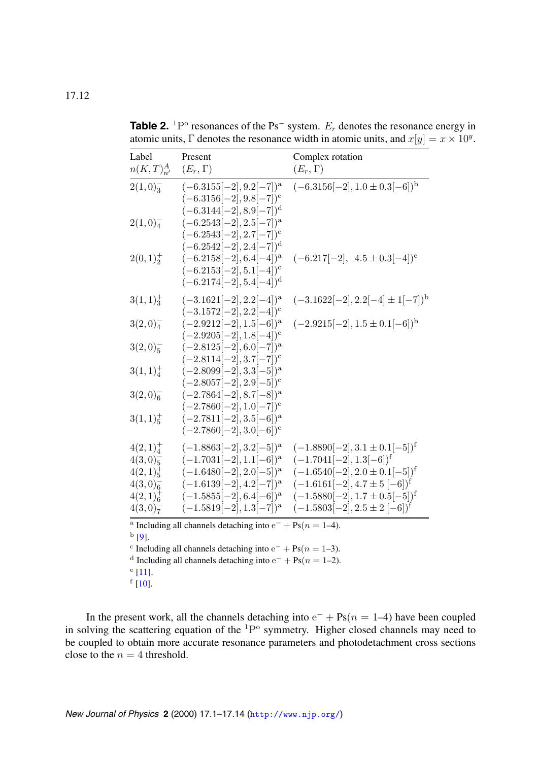**Table 2.** $^1\mathrm{P^o}$ resonances of the $\mathrm{Ps^-}$ system. $E_r$ denotes the resonance energy in atomic units, $\Gamma$ denotes the resonance width in atomic units, and $x[y] = x \times 10^y$.

| Label $n(K,T)^A_{n'}$ | Present $(E_r, \Gamma)$ | Complex rotation $(E_r, \Gamma)$ |
|---|---|---|
| $2(1,0)^-_3$ | $(-6.3155[-2], 9.2[-7])^{\mathrm{a}}$ | $(-6.3156[-2], 1.0 \pm 0.3[-6])^{\mathrm{b}}$ |
| | $(-6.3156[-2], 9.8[-7])^{\mathrm{c}}$ | |
| | $(-6.3144[-2], 8.9[-7])^{\mathrm{d}}$ | |
| $2(1,0)^-_4$ | $(-6.2543[-2], 2.5[-7])^{\mathrm{a}}$ | |
| | $(-6.2543[-2], 2.7[-7])^{\mathrm{c}}$ | |
| | $(-6.2542[-2], 2.4[-7])^{\mathrm{d}}$ | |
| $2(0,1)^+_2$ | $(-6.2158[-2], 6.4[-4])^{\mathrm{a}}$ | $(-6.217[-2], \ 4.5 \pm 0.3[-4])^{\mathrm{e}}$ |
| | $(-6.2153[-2], 5.1[-4])^{\mathrm{c}}$ | |
| | $(-6.2174[-2], 5.4[-4])^{\mathrm{d}}$ | |
| $3(1,1)^+_3$ | $(-3.1621[-2], 2.2[-4])^{\mathrm{a}}$ | $(-3.1622[-2], 2.2[-4] \pm 1[-7])^{\mathrm{b}}$ |
| | $(-3.1572[-2], 2.2[-4])^{\mathrm{c}}$ | |
| $3(2,0)^-_4$ | $(-2.9212[-2], 1.5[-6])^{\mathrm{a}}$ | $(-2.9215[-2], 1.5 \pm 0.1[-6])^{\mathrm{b}}$ |
| | $(-2.9205[-2], 1.8[-4])^{\mathrm{c}}$ | |
| $3(2,0)^-_5$ | $(-2.8125[-2], 6.0[-7])^{\mathrm{a}}$ | |
| | $(-2.8114[-2], 3.7[-7])^{\mathrm{c}}$ | |
| $3(1,1)^+_4$ | $(-2.8099[-2], 3.3[-5])^{\mathrm{a}}$ | |
| | $(-2.8057[-2], 2.9[-5])^{\mathrm{c}}$ | |
| $3(2,0)^-_6$ | $(-2.7864[-2], 8.7[-8])^{\mathrm{a}}$ | |
| | $(-2.7860[-2], 1.0[-7])^{\mathrm{c}}$ | |
| $3(1,1)^+_5$ | $(-2.7811[-2], 3.5[-6])^{\mathrm{a}}$ | |
| | $(-2.7860[-2], 3.0[-6])^{\mathrm{c}}$ | |
| $4(2,1)^+_4$ | $(-1.8863[-2], 3.2[-5])^{\mathrm{a}}$ | $(-1.8890[-2], 3.1 \pm 0.1[-5])^{\mathrm{f}}$ |
| $4(3,0)^-_5$ | $(-1.7031[-2], 1.1[-6])^{\mathrm{a}}$ | $(-1.7041[-2], 1.3[-6])^{\mathrm{f}}$ |
| $4(2,1)^+_5$ | $(-1.6480[-2], 2.0[-5])^{\mathrm{a}}$ | $(-1.6540[-2], 2.0 \pm 0.1[-5])^{\mathrm{f}}$ |
| $4(3,0)^-_6$ | $(-1.6139[-2], 4.2[-7])^{\mathrm{a}}$ | $(-1.6161[-2], 4.7 \pm 5\ [-6])^{\mathrm{f}}$ |
| $4(2,1)^+_6$ | $(-1.5855[-2], 6.4[-6])^{\mathrm{a}}$ | $(-1.5880[-2], 1.7 \pm 0.5[-5])^{\mathrm{f}}$ |
| $4(3,0)^-_7$ | $(-1.5819[-2], 1.3[-7])^{\mathrm{a}}$ | $(-1.5803[-2], 2.5 \pm 2\ [-6])^{\mathrm{f}}$ |

[a] Including all channels detaching into $\mathrm{e^-} + \mathrm{Ps}(n = 1\text{–}4)$.
[b] [9].
[c] Including all channels detaching into $\mathrm{e^-} + \mathrm{Ps}(n = 1\text{–}3)$.
[d] Including all channels detaching into $\mathrm{e^-} + \mathrm{Ps}(n = 1\text{–}2)$.
[e] [11].
[f] [10].

In the present work, all the channels detaching into $\mathrm{e^-} + \mathrm{Ps}(n = 1\text{–}4)$ have been coupled in solving the scattering equation of the $^1\mathrm{P^o}$ symmetry. Higher closed channels may need to be coupled to obtain more accurate resonance parameters and photodetachment cross sections close to the $n = 4$ threshold.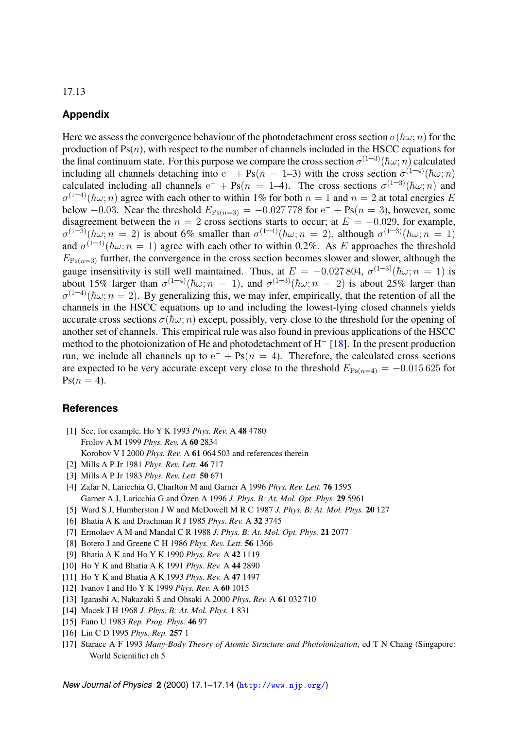## Appendix

Here we assess the convergence behaviour of the photodetachment cross section $\sigma(\hbar\omega; n)$ for the production of Ps($n$), with respect to the number of channels included in the HSCC equations for the final continuum state. For this purpose we compare the cross section $\sigma^{(1-3)}(\hbar\omega; n)$ calculated including all channels detaching into $e^- + \mathrm{Ps}(n = 1\text{–}3)$ with the cross section $\sigma^{(1-4)}(\hbar\omega; n)$ calculated including all channels $e^- + \mathrm{Ps}(n = 1\text{–}4)$. The cross sections $\sigma^{(1-3)}(\hbar\omega; n)$ and $\sigma^{(1-4)}(\hbar\omega; n)$ agree with each other to within 1% for both $n = 1$ and $n = 2$ at total energies $E$ below $-0.03$. Near the threshold $E_{\mathrm{Ps}(n=3)} = -0.027\,778$ for $e^- + \mathrm{Ps}(n = 3)$, however, some disagreement between the $n = 2$ cross sections starts to occur; at $E = -0.029$, for example, $\sigma^{(1-3)}(\hbar\omega; n = 2)$ is about 6% smaller than $\sigma^{(1-4)}(\hbar\omega; n = 2)$, although $\sigma^{(1-3)}(\hbar\omega; n = 1)$ and $\sigma^{(1-4)}(\hbar\omega; n = 1)$ agree with each other to within 0.2%. As $E$ approaches the threshold $E_{\mathrm{Ps}(n=3)}$ further, the convergence in the cross section becomes slower and slower, although the gauge insensitivity is still well maintained. Thus, at $E = -0.027\,804$, $\sigma^{(1-3)}(\hbar\omega; n = 1)$ is about 15% larger than $\sigma^{(1-4)}(\hbar\omega; n = 1)$, and $\sigma^{(1-3)}(\hbar\omega; n = 2)$ is about 25% larger than $\sigma^{(1-4)}(\hbar\omega; n = 2)$. By generalizing this, we may infer, empirically, that the retention of all the channels in the HSCC equations up to and including the lowest-lying closed channels yields accurate cross sections $\sigma(\hbar\omega; n)$ except, possibly, very close to the threshold for the opening of another set of channels. This empirical rule was also found in previous applications of the HSCC method to the photoionization of He and photodetachment of $\mathrm{H}^-$ [18]. In the present production run, we include all channels up to $e^- + \mathrm{Ps}(n = 4)$. Therefore, the calculated cross sections are expected to be very accurate except very close to the threshold $E_{\mathrm{Ps}(n=4)} = -0.015\,625$ for $\mathrm{Ps}(n = 4)$.

## References

[1] See, for example, Ho Y K 1993 *Phys. Rev.* A **48** 4780
Frolov A M 1999 *Phys. Rev.* A **60** 2834
Korobov V I 2000 *Phys. Rev.* A **61** 064 503 and references therein

[2] Mills A P Jr 1981 *Phys. Rev. Lett.* **46** 717

[3] Mills A P Jr 1983 *Phys. Rev. Lett.* **50** 671

[4] Zafar N, Laricchia G, Charlton M and Garner A 1996 *Phys. Rev. Lett.* **76** 1595
Garner A J, Laricchia G and Özen A 1996 *J. Phys. B: At. Mol. Opt. Phys.* **29** 5961

[5] Ward S J, Humberston J W and McDowell M R C 1987 *J. Phys. B: At. Mol. Phys.* **20** 127

[6] Bhatia A K and Drachman R J 1985 *Phys. Rev.* A **32** 3745

[7] Ermolaev A M and Mandal C R 1988 *J. Phys. B: At. Mol. Opt. Phys.* **21** 2077

[8] Botero J and Greene C H 1986 *Phys. Rev. Lett.* **56** 1366

[9] Bhatia A K and Ho Y K 1990 *Phys. Rev.* A **42** 1119

[10] Ho Y K and Bhatia A K 1991 *Phys. Rev.* A **44** 2890

[11] Ho Y K and Bhatia A K 1993 *Phys. Rev.* A **47** 1497

[12] Ivanov I and Ho Y K 1999 *Phys. Rev.* A **60** 1015

[13] Igarashi A, Nakazaki S and Ohsaki A 2000 *Phys. Rev.* A **61** 032 710

[14] Macek J H 1968 *J. Phys. B: At. Mol. Phys.* **1** 831

[15] Fano U 1983 *Rep. Prog. Phys.* **46** 97

[16] Lin C D 1995 *Phys. Rep.* **257** 1

[17] Starace A F 1993 *Many-Body Theory of Atomic Structure and Photoionization*, ed T N Chang (Singapore: World Scientific) ch 5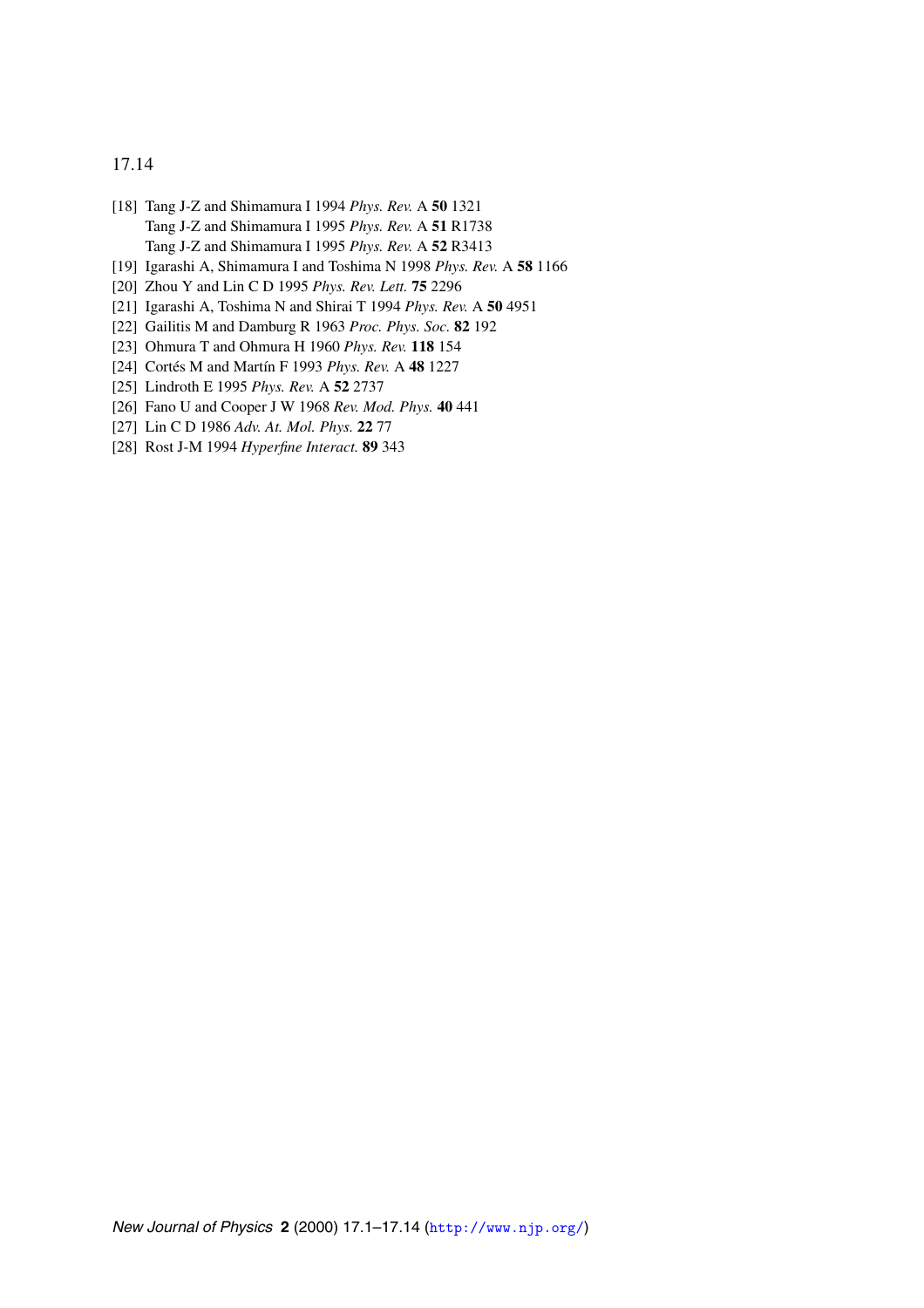[18] Tang J-Z and Shimamura I 1994 *Phys. Rev.* A **50** 1321
Tang J-Z and Shimamura I 1995 *Phys. Rev.* A **51** R1738
Tang J-Z and Shimamura I 1995 *Phys. Rev.* A **52** R3413

[19] Igarashi A, Shimamura I and Toshima N 1998 *Phys. Rev.* A **58** 1166

[20] Zhou Y and Lin C D 1995 *Phys. Rev. Lett.* **75** 2296

[21] Igarashi A, Toshima N and Shirai T 1994 *Phys. Rev.* A **50** 4951

[22] Gailitis M and Damburg R 1963 *Proc. Phys. Soc.* **82** 192

[23] Ohmura T and Ohmura H 1960 *Phys. Rev.* **118** 154

[24] Cortés M and Martín F 1993 *Phys. Rev.* A **48** 1227

[25] Lindroth E 1995 *Phys. Rev.* A **52** 2737

[26] Fano U and Cooper J W 1968 *Rev. Mod. Phys.* **40** 441

[27] Lin C D 1986 *Adv. At. Mol. Phys.* **22** 77

[28] Rost J-M 1994 *Hyperfine Interact.* **89** 343